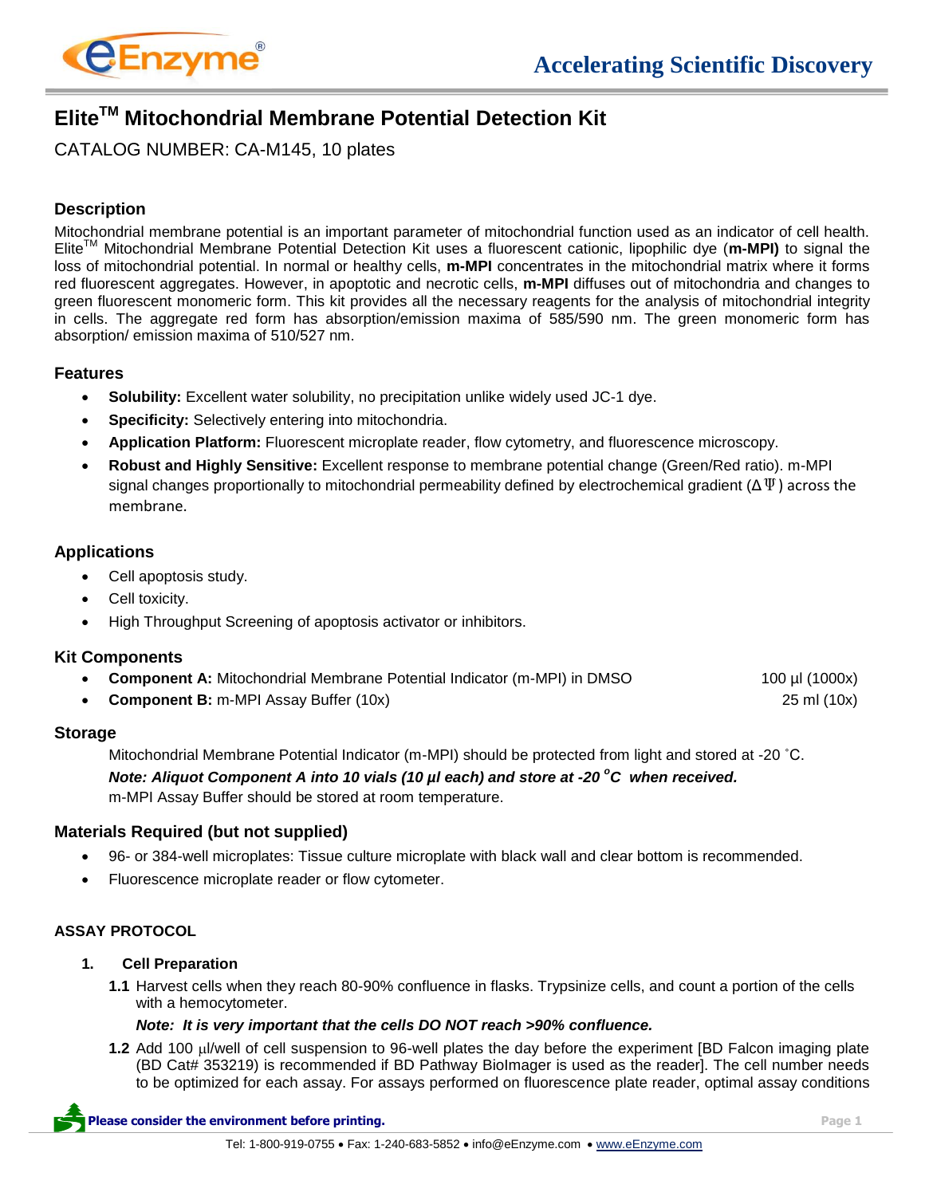# Elite™ Mitochondrial Membrane Potential Detection Kit

CATALOG NUMBER: CA-M145, 10 plates

## Description

Mitochondrial membrane potential is an important parameter of mitochondrial function used as an indicator of cell health. Elite™ Mitochondrial Membrane Potential Detection Kit uses a fluorescent cationic, lipophilic dye (**m-MPI)** to signal the loss of mitochondrial potential. In normal or healthy cells, **m-MPI** concentrates in the mitochondrial matrix where it forms red fluorescent aggregates. However, in apoptotic and necrotic cells, **m-MPI** diffuses out of mitochondria and changes to green fluorescent monomeric form. This kit provides all the necessary reagents for the analysis of mitochondrial integrity in cells. The aggregate red form has absorption/emission maxima of 585/590 nm. The green monomeric form has absorption/ emission maxima of 510/527 nm.

## Features

- **Solubility:** Excellent water solubility, no precipitation unlike widely used JC-1 dye.
- **Specificity:** Selectively entering into mitochondria.
- **Application Platform:** Fluorescent microplate reader, flow cytometry, and fluorescence microscopy.
- **Robust and Highly Sensitive:** Excellent response to membrane potential change (Green/Red ratio). m-MPI signal changes proportionally to mitochondrial permeability defined by electrochemical gradient ($\Delta\Psi$) across the membrane.

## Applications

- Cell apoptosis study.
- Cell toxicity.
- High Throughput Screening of apoptosis activator or inhibitors.

## Kit Components

- **Component A:** Mitochondrial Membrane Potential Indicator (m-MPI) in DMSO — 100 µl (1000x)
- **Component B:** m-MPI Assay Buffer (10x) — 25 ml (10x)

## Storage

Mitochondrial Membrane Potential Indicator (m-MPI) should be protected from light and stored at -20 ˚C.

***Note: Aliquot Component A into 10 vials (10 µl each) and store at -20 °C when received.***

m-MPI Assay Buffer should be stored at room temperature.

## Materials Required (but not supplied)

- 96- or 384-well microplates: Tissue culture microplate with black wall and clear bottom is recommended.
- Fluorescence microplate reader or flow cytometer.

## ASSAY PROTOCOL

### 1. Cell Preparation

**1.1** Harvest cells when they reach 80-90% confluence in flasks. Trypsinize cells, and count a portion of the cells with a hemocytometer.

***Note: It is very important that the cells DO NOT reach >90% confluence.***

**1.2** Add 100 µl/well of cell suspension to 96-well plates the day before the experiment [BD Falcon imaging plate (BD Cat# 353219) is recommended if BD Pathway BioImager is used as the reader]. The cell number needs to be optimized for each assay. For assays performed on fluorescence plate reader, optimal assay conditions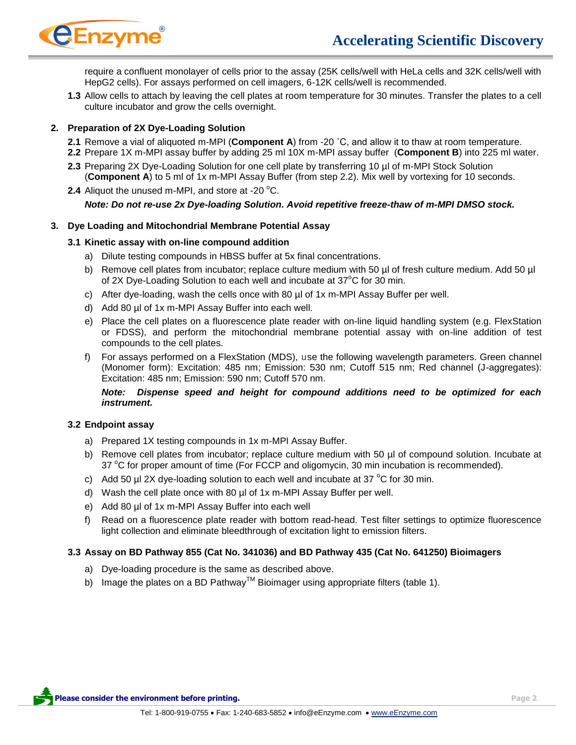require a confluent monolayer of cells prior to the assay (25K cells/well with HeLa cells and 32K cells/well with HepG2 cells). For assays performed on cell imagers, 6-12K cells/well is recommended.

**1.3** Allow cells to attach by leaving the cell plates at room temperature for 30 minutes. Transfer the plates to a cell culture incubator and grow the cells overnight.

## 2. Preparation of 2X Dye-Loading Solution

**2.1** Remove a vial of aliquoted m-MPI (**Component A**) from -20 ˚C, and allow it to thaw at room temperature.

**2.2** Prepare 1X m-MPI assay buffer by adding 25 ml 10X m-MPI assay buffer (**Component B**) into 225 ml water.

**2.3** Preparing 2X Dye-Loading Solution for one cell plate by transferring 10 µl of m-MPI Stock Solution (**Component A**) to 5 ml of 1x m-MPI Assay Buffer (from step 2.2). Mix well by vortexing for 10 seconds.

**2.4** Aliquot the unused m-MPI, and store at -20 °C.

***Note: Do not re-use 2x Dye-loading Solution. Avoid repetitive freeze-thaw of m-MPI DMSO stock.***

## 3. Dye Loading and Mitochondrial Membrane Potential Assay

### 3.1 Kinetic assay with on-line compound addition

a) Dilute testing compounds in HBSS buffer at 5x final concentrations.

b) Remove cell plates from incubator; replace culture medium with 50 µl of fresh culture medium. Add 50 µl of 2X Dye-Loading Solution to each well and incubate at 37°C for 30 min.

c) After dye-loading, wash the cells once with 80 µl of 1x m-MPI Assay Buffer per well.

d) Add 80 µl of 1x m-MPI Assay Buffer into each well.

e) Place the cell plates on a fluorescence plate reader with on-line liquid handling system (e.g. FlexStation or FDSS), and perform the mitochondrial membrane potential assay with on-line addition of test compounds to the cell plates.

f) For assays performed on a FlexStation (MDS), use the following wavelength parameters. Green channel (Monomer form): Excitation: 485 nm; Emission: 530 nm; Cutoff 515 nm; Red channel (J-aggregates): Excitation: 485 nm; Emission: 590 nm; Cutoff 570 nm.

***Note: Dispense speed and height for compound additions need to be optimized for each instrument.***

### 3.2 Endpoint assay

a) Prepared 1X testing compounds in 1x m-MPI Assay Buffer.

b) Remove cell plates from incubator; replace culture medium with 50 µl of compound solution. Incubate at 37 °C for proper amount of time (For FCCP and oligomycin, 30 min incubation is recommended).

c) Add 50 µl 2X dye-loading solution to each well and incubate at 37 °C for 30 min.

d) Wash the cell plate once with 80 µl of 1x m-MPI Assay Buffer per well.

e) Add 80 µl of 1x m-MPI Assay Buffer into each well

f) Read on a fluorescence plate reader with bottom read-head. Test filter settings to optimize fluorescence light collection and eliminate bleedthrough of excitation light to emission filters.

### 3.3 Assay on BD Pathway 855 (Cat No. 341036) and BD Pathway 435 (Cat No. 641250) Bioimagers

a) Dye-loading procedure is the same as described above.

b) Image the plates on a BD Pathway™ Bioimager using appropriate filters (table 1).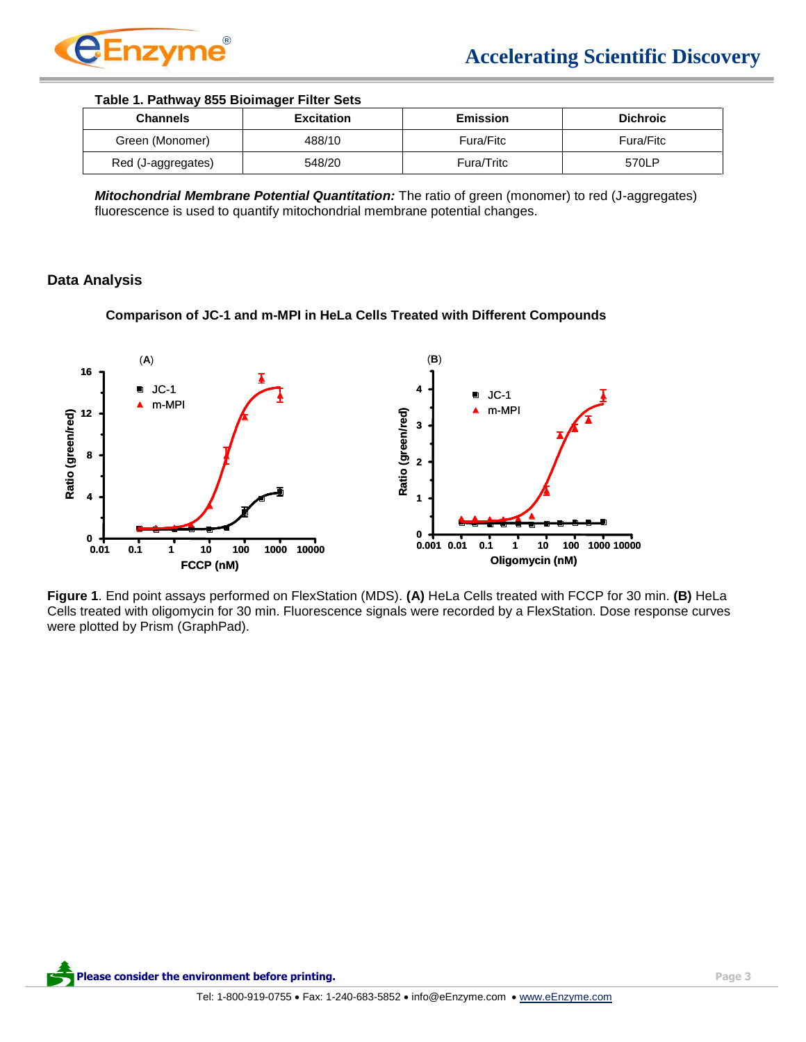**Table 1. Pathway 855 Bioimager Filter Sets**

| Channels | Excitation | Emission | Dichroic |
|---|---|---|---|
| Green (Monomer) | 488/10 | Fura/Fitc | Fura/Fitc |
| Red (J-aggregates) | 548/20 | Fura/Tritc | 570LP |

***Mitochondrial Membrane Potential Quantitation:*** The ratio of green (monomer) to red (J-aggregates) fluorescence is used to quantify mitochondrial membrane potential changes.

## Data Analysis

**Comparison of JC-1 and m-MPI in HeLa Cells Treated with Different Compounds**

(A)

16
12
8
4
0

Ratio (green/red)

JC-1
m-MPI

0.01 0.1 1 10 100 1000 10000

FCCP (nM)

(B)

4
3
2
1
0

Ratio (green/red)

JC-1
m-MPI

0.001 0.01 0.1 1 10 100 1000 10000

Oligomycin (nM)

**Figure 1**. End point assays performed on FlexStation (MDS). **(A)** HeLa Cells treated with FCCP for 30 min. **(B)** HeLa Cells treated with oligomycin for 30 min. Fluorescence signals were recorded by a FlexStation. Dose response curves were plotted by Prism (GraphPad).